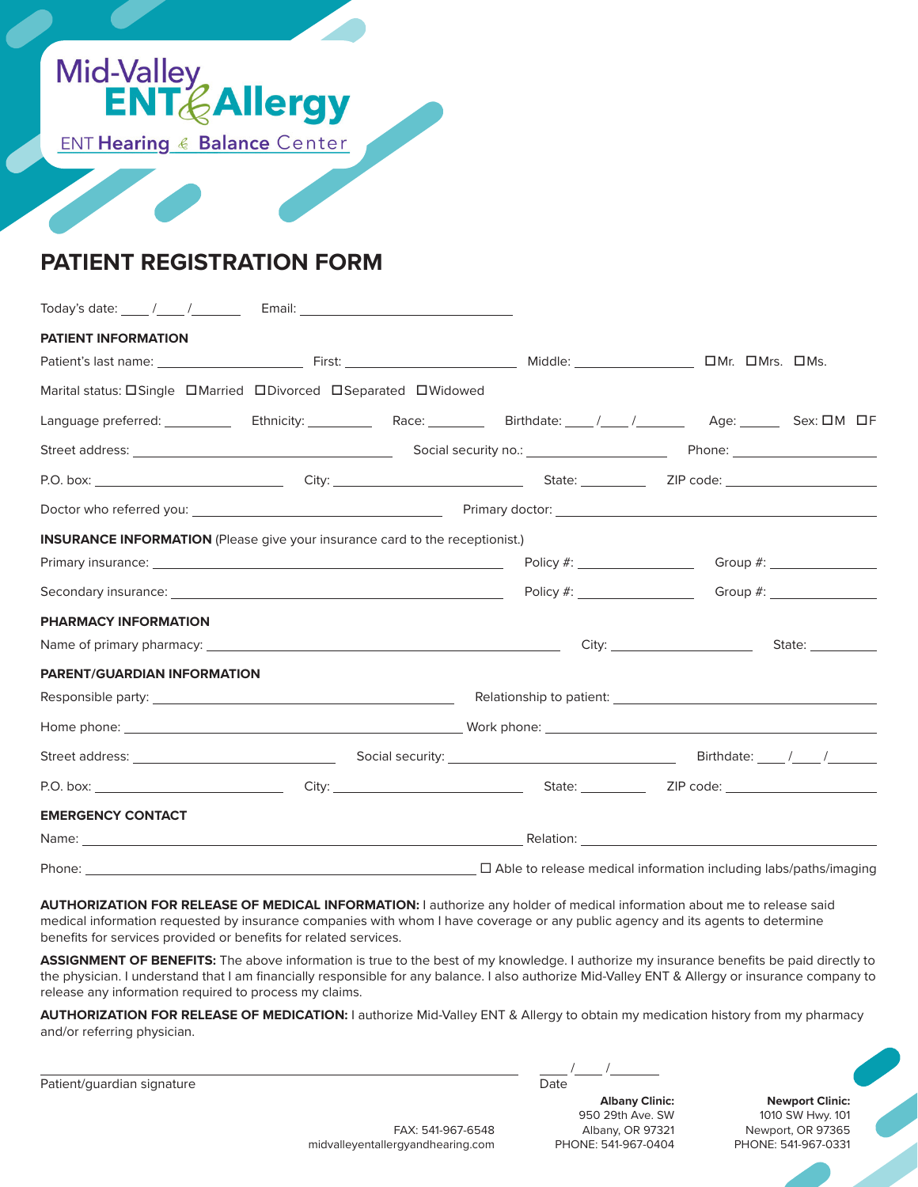Mid-Valley
ENT & Allergy
ENT Hearing & Balance Center

# PATIENT REGISTRATION FORM

Today's date: ____/____/________ Email: ________________________________

## PATIENT INFORMATION

Patient's last name: ______________________ First: __________________________ Middle: __________________ ☐Mr. ☐Mrs. ☐Ms.

Marital status: ☐Single ☐Married ☐Divorced ☐Separated ☐Widowed

Language preferred: __________ Ethnicity: __________ Race: ________ Birthdate: ____/____/________ Age: ______ Sex: ☐M ☐F

Street address: ______________________________________ Social security no.: ____________________ Phone: ______________________

P.O. box: ____________________________ City: ____________________________ State: __________ ZIP code: ______________________

Doctor who referred you: ____________________________________ Primary doctor: ____________________________________________

## INSURANCE INFORMATION (Please give your insurance card to the receptionist.)

Primary insurance: ____________________________________________________ Policy #: _________________ Group #: _______________

Secondary insurance: __________________________________________________ Policy #: _________________ Group #: _______________

## PHARMACY INFORMATION

Name of primary pharmacy: ____________________________________________________ City: ____________________ State: __________

## PARENT/GUARDIAN INFORMATION

Responsible party: ____________________________________________ Relationship to patient: ____________________________________

Home phone: __________________________________________________ Work phone: ______________________________________________

Street address: ______________________________ Social security: __________________________________ Birthdate: ____/____/________

P.O. box: ____________________________ City: ____________________________ State: __________ ZIP code: ______________________

## EMERGENCY CONTACT

Name: ________________________________________________________________ Relation: ________________________________________

Phone: __________________________________________________________ ☐ Able to release medical information including labs/paths/imaging

**AUTHORIZATION FOR RELEASE OF MEDICAL INFORMATION:** I authorize any holder of medical information about me to release said medical information requested by insurance companies with whom I have coverage or any public agency and its agents to determine benefits for services provided or benefits for related services.

**ASSIGNMENT OF BENEFITS:** The above information is true to the best of my knowledge. I authorize my insurance benefits be paid directly to the physician. I understand that I am financially responsible for any balance. I also authorize Mid-Valley ENT & Allergy or insurance company to release any information required to process my claims.

**AUTHORIZATION FOR RELEASE OF MEDICATION:** I authorize Mid-Valley ENT & Allergy to obtain my medication history from my pharmacy and/or referring physician.

______________________________________________________________ ____/____/________

Patient/guardian signature Date

FAX: 541-967-6548
midvalleyentallergyandhearing.com

**Albany Clinic:**
950 29th Ave. SW
Albany, OR 97321
PHONE: 541-967-0404

**Newport Clinic:**
1010 SW Hwy. 101
Newport, OR 97365
PHONE: 541-967-0331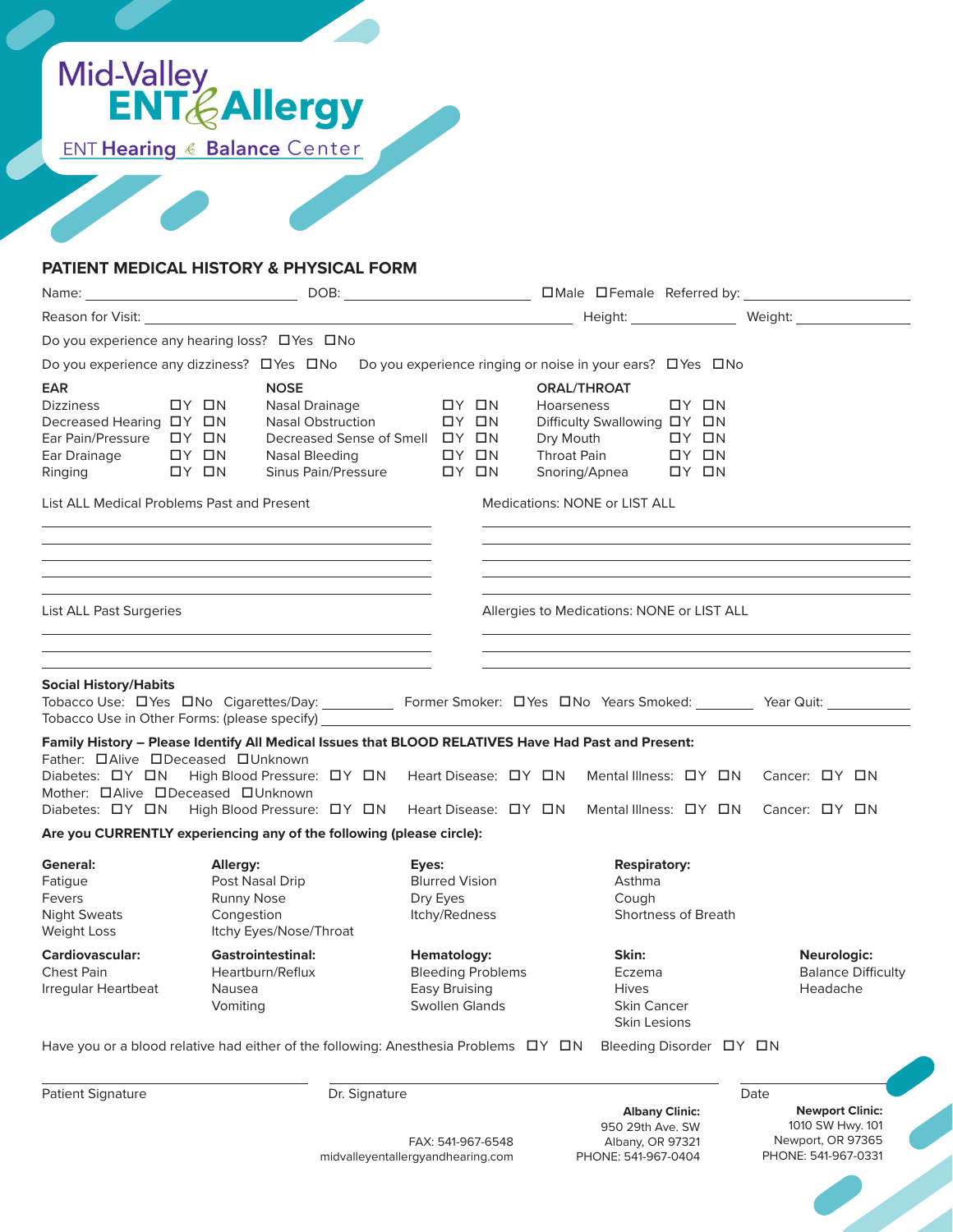Mid-Valley
ENT & Allergy
ENT Hearing & Balance Center

## PATIENT MEDICAL HISTORY & PHYSICAL FORM

Name: ______________________ DOB: ______________________ ☐Male ☐Female Referred by: ______________________

Reason for Visit: ______________________________________________ Height: ____________ Weight: ____________

Do you experience any hearing loss? ☐Yes ☐No

Do you experience any dizziness? ☐Yes ☐No Do you experience ringing or noise in your ears? ☐Yes ☐No

| EAR | | NOSE | | ORAL/THROAT | |
|---|---|---|---|---|---|
| Dizziness | ☐Y ☐N | Nasal Drainage | ☐Y ☐N | Hoarseness | ☐Y ☐N |
| Decreased Hearing | ☐Y ☐N | Nasal Obstruction | ☐Y ☐N | Difficulty Swallowing | ☐Y ☐N |
| Ear Pain/Pressure | ☐Y ☐N | Decreased Sense of Smell | ☐Y ☐N | Dry Mouth | ☐Y ☐N |
| Ear Drainage | ☐Y ☐N | Nasal Bleeding | ☐Y ☐N | Throat Pain | ☐Y ☐N |
| Ringing | ☐Y ☐N | Sinus Pain/Pressure | ☐Y ☐N | Snoring/Apnea | ☐Y ☐N |

List ALL Medical Problems Past and Present

______________________________________________

______________________________________________

______________________________________________

______________________________________________

Medications: NONE or LIST ALL

______________________________________________

______________________________________________

______________________________________________

______________________________________________

List ALL Past Surgeries

______________________________________________

______________________________________________

______________________________________________

Allergies to Medications: NONE or LIST ALL

______________________________________________

______________________________________________

______________________________________________

**Social History/Habits**

Tobacco Use: ☐Yes ☐No Cigarettes/Day: __________ Former Smoker: ☐Yes ☐No Years Smoked: ________ Year Quit: ____________

Tobacco Use in Other Forms: (please specify) ______________________________________________

**Family History – Please Identify All Medical Issues that BLOOD RELATIVES Have Had Past and Present:**

Father: ☐Alive ☐Deceased ☐Unknown

Diabetes: ☐Y ☐N High Blood Pressure: ☐Y ☐N Heart Disease: ☐Y ☐N Mental Illness: ☐Y ☐N Cancer: ☐Y ☐N

Mother: ☐Alive ☐Deceased ☐Unknown

Diabetes: ☐Y ☐N High Blood Pressure: ☐Y ☐N Heart Disease: ☐Y ☐N Mental Illness: ☐Y ☐N Cancer: ☐Y ☐N

**Are you CURRENTLY experiencing any of the following (please circle):**

**General:**
Fatigue
Fevers
Night Sweats
Weight Loss

**Allergy:**
Post Nasal Drip
Runny Nose
Congestion
Itchy Eyes/Nose/Throat

**Eyes:**
Blurred Vision
Dry Eyes
Itchy/Redness

**Respiratory:**
Asthma
Cough
Shortness of Breath

**Cardiovascular:**
Chest Pain
Irregular Heartbeat

**Gastrointestinal:**
Heartburn/Reflux
Nausea
Vomiting

**Hematology:**
Bleeding Problems
Easy Bruising
Swollen Glands

**Skin:**
Eczema
Hives
Skin Cancer
Skin Lesions

**Neurologic:**
Balance Difficulty
Headache

Have you or a blood relative had either of the following: Anesthesia Problems ☐Y ☐N Bleeding Disorder ☐Y ☐N

______________________ ______________________ ______________________

Patient Signature Dr. Signature Date

FAX: 541-967-6548
midvalleyentallergyandhearing.com

**Albany Clinic:**
950 29th Ave. SW
Albany, OR 97321
PHONE: 541-967-0404

**Newport Clinic:**
1010 SW Hwy. 101
Newport, OR 97365
PHONE: 541-967-0331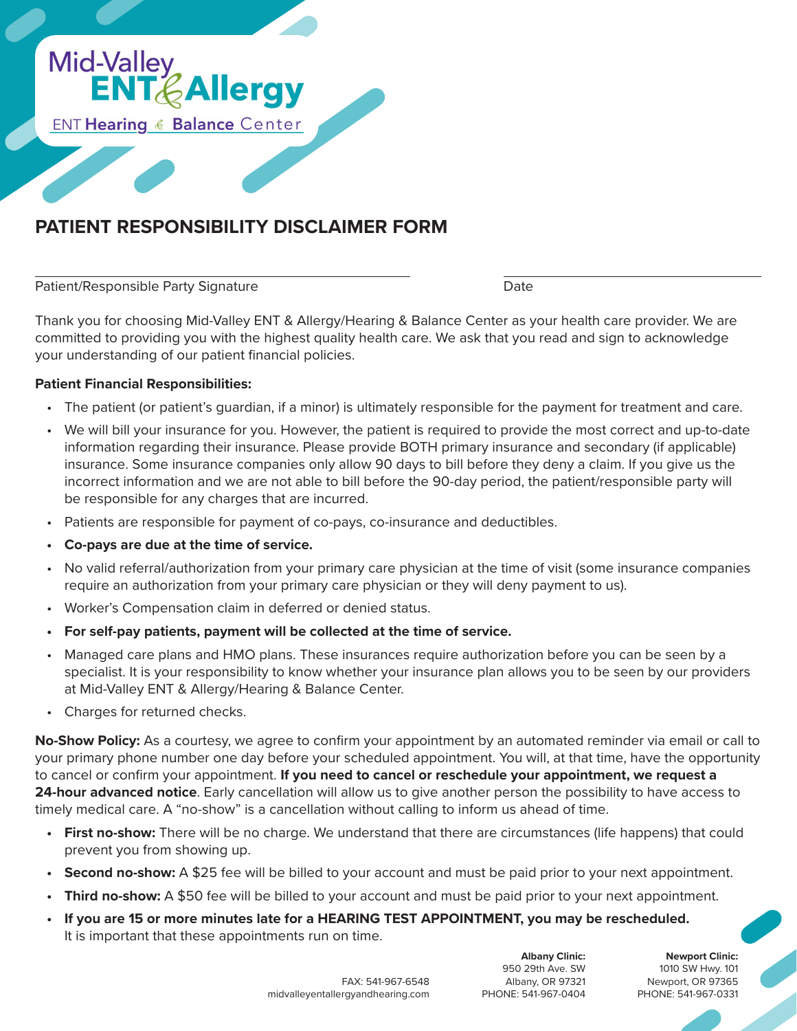Mid-Valley
ENT & Allergy
ENT Hearing & Balance Center

# PATIENT RESPONSIBILITY DISCLAIMER FORM

Patient/Responsible Party Signature ______________________ Date ______________

Thank you for choosing Mid-Valley ENT & Allergy/Hearing & Balance Center as your health care provider. We are committed to providing you with the highest quality health care. We ask that you read and sign to acknowledge your understanding of our patient financial policies.

**Patient Financial Responsibilities:**

- The patient (or patient's guardian, if a minor) is ultimately responsible for the payment for treatment and care.
- We will bill your insurance for you. However, the patient is required to provide the most correct and up-to-date information regarding their insurance. Please provide BOTH primary insurance and secondary (if applicable) insurance. Some insurance companies only allow 90 days to bill before they deny a claim. If you give us the incorrect information and we are not able to bill before the 90-day period, the patient/responsible party will be responsible for any charges that are incurred.
- Patients are responsible for payment of co-pays, co-insurance and deductibles.
- **Co-pays are due at the time of service.**
- No valid referral/authorization from your primary care physician at the time of visit (some insurance companies require an authorization from your primary care physician or they will deny payment to us).
- Worker's Compensation claim in deferred or denied status.
- **For self-pay patients, payment will be collected at the time of service.**
- Managed care plans and HMO plans. These insurances require authorization before you can be seen by a specialist. It is your responsibility to know whether your insurance plan allows you to be seen by our providers at Mid-Valley ENT & Allergy/Hearing & Balance Center.
- Charges for returned checks.

**No-Show Policy:** As a courtesy, we agree to confirm your appointment by an automated reminder via email or call to your primary phone number one day before your scheduled appointment. You will, at that time, have the opportunity to cancel or confirm your appointment. **If you need to cancel or reschedule your appointment, we request a 24-hour advanced notice**. Early cancellation will allow us to give another person the possibility to have access to timely medical care. A "no-show" is a cancellation without calling to inform us ahead of time.

- **First no-show:** There will be no charge. We understand that there are circumstances (life happens) that could prevent you from showing up.
- **Second no-show:** A $25 fee will be billed to your account and must be paid prior to your next appointment.
- **Third no-show:** A $50 fee will be billed to your account and must be paid prior to your next appointment.
- **If you are 15 or more minutes late for a HEARING TEST APPOINTMENT, you may be rescheduled.** It is important that these appointments run on time.

FAX: 541-967-6548
midvalleyentallergyandhearing.com

**Albany Clinic:**
950 29th Ave. SW
Albany, OR 97321
PHONE: 541-967-0404

**Newport Clinic:**
1010 SW Hwy. 101
Newport, OR 97365
PHONE: 541-967-0331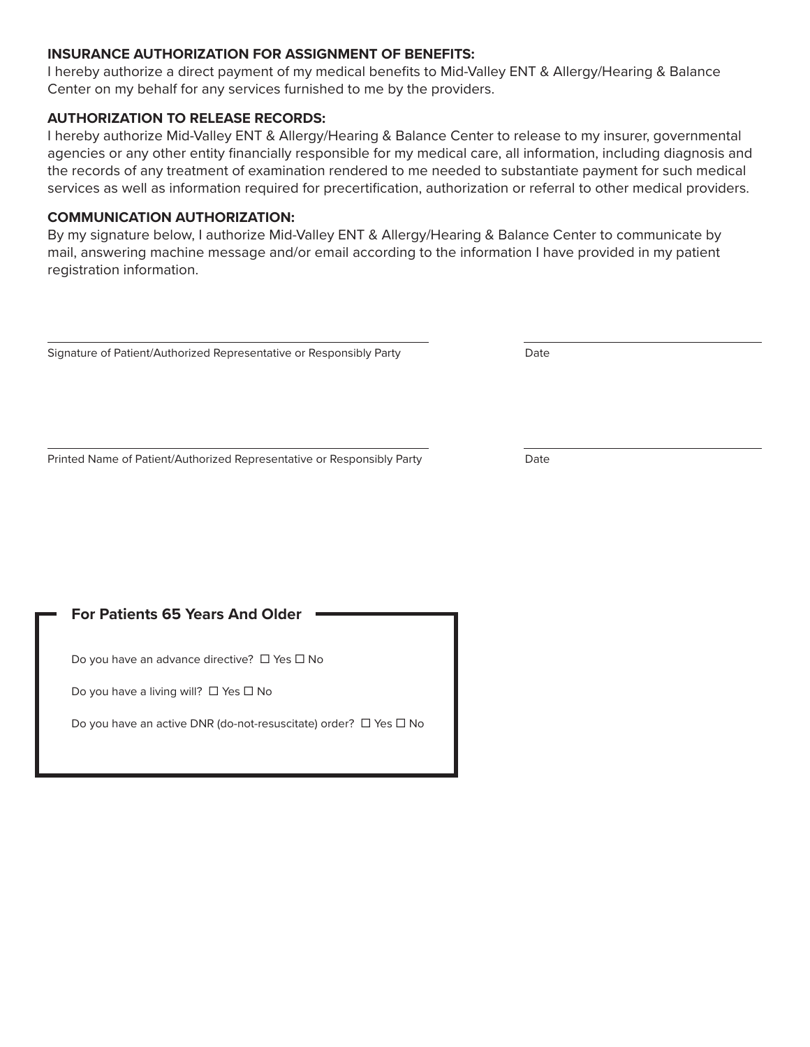**INSURANCE AUTHORIZATION FOR ASSIGNMENT OF BENEFITS:**
I hereby authorize a direct payment of my medical benefits to Mid-Valley ENT & Allergy/Hearing & Balance Center on my behalf for any services furnished to me by the providers.

**AUTHORIZATION TO RELEASE RECORDS:**
I hereby authorize Mid-Valley ENT & Allergy/Hearing & Balance Center to release to my insurer, governmental agencies or any other entity financially responsible for my medical care, all information, including diagnosis and the records of any treatment of examination rendered to me needed to substantiate payment for such medical services as well as information required for precertification, authorization or referral to other medical providers.

**COMMUNICATION AUTHORIZATION:**
By my signature below, I authorize Mid-Valley ENT & Allergy/Hearing & Balance Center to communicate by mail, answering machine message and/or email according to the information I have provided in my patient registration information.

______________________________________________ ______________________
Signature of Patient/Authorized Representative or Responsibly Party Date

______________________________________________ ______________________
Printed Name of Patient/Authorized Representative or Responsibly Party Date

**For Patients 65 Years And Older**

Do you have an advance directive? ☐ Yes ☐ No

Do you have a living will? ☐ Yes ☐ No

Do you have an active DNR (do-not-resuscitate) order? ☐ Yes ☐ No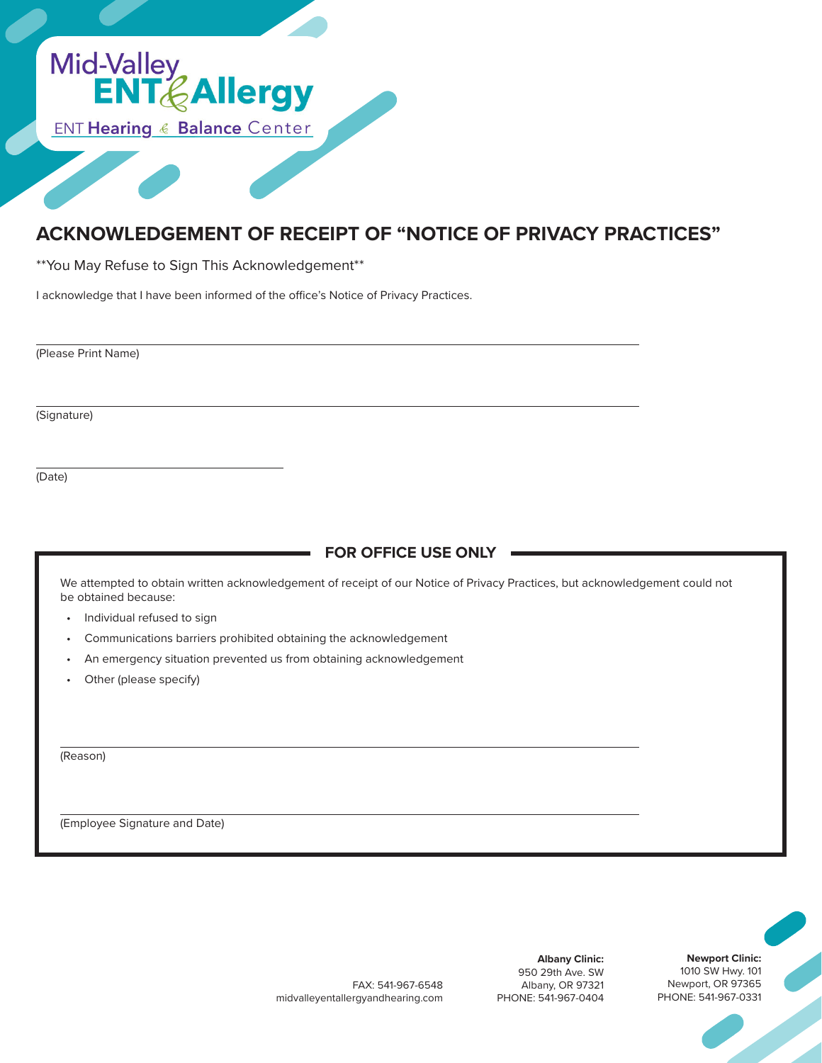Mid-Valley ENT & Allergy

ENT Hearing & Balance Center

# ACKNOWLEDGEMENT OF RECEIPT OF "NOTICE OF PRIVACY PRACTICES"

**You May Refuse to Sign This Acknowledgement**

I acknowledge that I have been informed of the office's Notice of Privacy Practices.

______________________________________________

(Please Print Name)

______________________________________________

(Signature)

______________________

(Date)

## FOR OFFICE USE ONLY

We attempted to obtain written acknowledgement of receipt of our Notice of Privacy Practices, but acknowledgement could not be obtained because:

- Individual refused to sign
- Communications barriers prohibited obtaining the acknowledgement
- An emergency situation prevented us from obtaining acknowledgement
- Other (please specify)

______________________________________________

(Reason)

______________________________________________

(Employee Signature and Date)

FAX: 541-967-6548
midvalleyentallergyandhearing.com

**Albany Clinic:**
950 29th Ave. SW
Albany, OR 97321
PHONE: 541-967-0404

**Newport Clinic:**
1010 SW Hwy. 101
Newport, OR 97365
PHONE: 541-967-0331